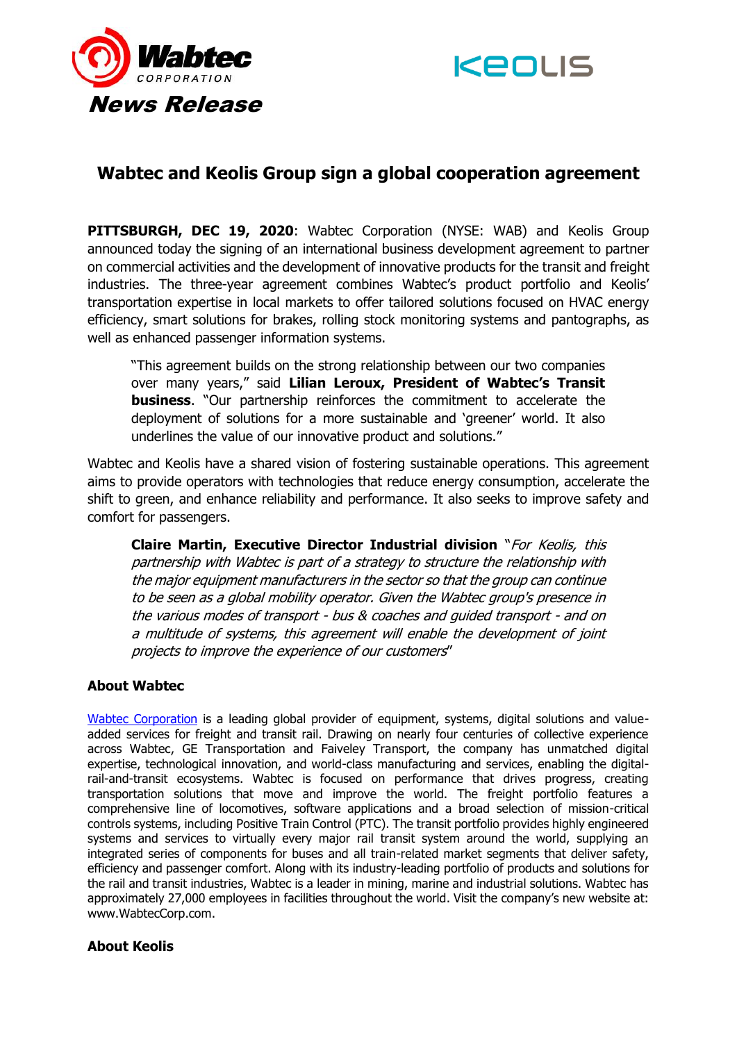**Wabtec** CORPORATION

***News Release***

KEOLIS

# Wabtec and Keolis Group sign a global cooperation agreement

**PITTSBURGH, DEC 19, 2020**: Wabtec Corporation (NYSE: WAB) and Keolis Group announced today the signing of an international business development agreement to partner on commercial activities and the development of innovative products for the transit and freight industries. The three-year agreement combines Wabtec's product portfolio and Keolis' transportation expertise in local markets to offer tailored solutions focused on HVAC energy efficiency, smart solutions for brakes, rolling stock monitoring systems and pantographs, as well as enhanced passenger information systems.

> "This agreement builds on the strong relationship between our two companies over many years," said **Lilian Leroux, President of Wabtec's Transit business**. "Our partnership reinforces the commitment to accelerate the deployment of solutions for a more sustainable and 'greener' world. It also underlines the value of our innovative product and solutions."

Wabtec and Keolis have a shared vision of fostering sustainable operations. This agreement aims to provide operators with technologies that reduce energy consumption, accelerate the shift to green, and enhance reliability and performance. It also seeks to improve safety and comfort for passengers.

> **Claire Martin, Executive Director Industrial division** "*For Keolis, this partnership with Wabtec is part of a strategy to structure the relationship with the major equipment manufacturers in the sector so that the group can continue to be seen as a global mobility operator. Given the Wabtec group's presence in the various modes of transport - bus & coaches and guided transport - and on a multitude of systems, this agreement will enable the development of joint projects to improve the experience of our customers*"

## About Wabtec

Wabtec Corporation is a leading global provider of equipment, systems, digital solutions and value-added services for freight and transit rail. Drawing on nearly four centuries of collective experience across Wabtec, GE Transportation and Faiveley Transport, the company has unmatched digital expertise, technological innovation, and world-class manufacturing and services, enabling the digital-rail-and-transit ecosystems. Wabtec is focused on performance that drives progress, creating transportation solutions that move and improve the world. The freight portfolio features a comprehensive line of locomotives, software applications and a broad selection of mission-critical controls systems, including Positive Train Control (PTC). The transit portfolio provides highly engineered systems and services to virtually every major rail transit system around the world, supplying an integrated series of components for buses and all train-related market segments that deliver safety, efficiency and passenger comfort. Along with its industry-leading portfolio of products and solutions for the rail and transit industries, Wabtec is a leader in mining, marine and industrial solutions. Wabtec has approximately 27,000 employees in facilities throughout the world. Visit the company's new website at: www.WabtecCorp.com.

## About Keolis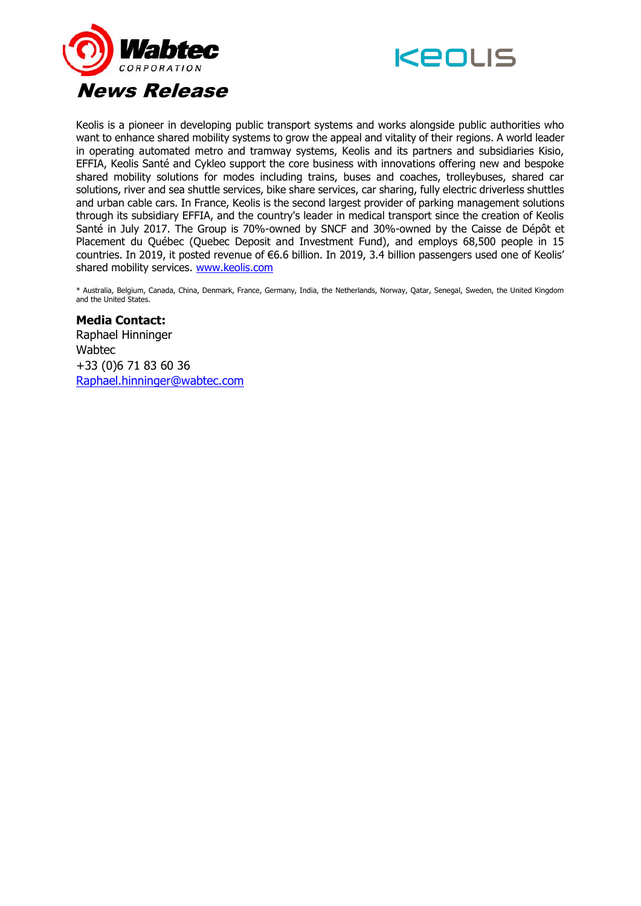# News Release

Keolis is a pioneer in developing public transport systems and works alongside public authorities who want to enhance shared mobility systems to grow the appeal and vitality of their regions. A world leader in operating automated metro and tramway systems, Keolis and its partners and subsidiaries Kisio, EFFIA, Keolis Santé and Cykleo support the core business with innovations offering new and bespoke shared mobility solutions for modes including trains, buses and coaches, trolleybuses, shared car solutions, river and sea shuttle services, bike share services, car sharing, fully electric driverless shuttles and urban cable cars. In France, Keolis is the second largest provider of parking management solutions through its subsidiary EFFIA, and the country's leader in medical transport since the creation of Keolis Santé in July 2017. The Group is 70%-owned by SNCF and 30%-owned by the Caisse de Dépôt et Placement du Québec (Quebec Deposit and Investment Fund), and employs 68,500 people in 15 countries. In 2019, it posted revenue of €6.6 billion. In 2019, 3.4 billion passengers used one of Keolis' shared mobility services. [www.keolis.com](http://www.keolis.com)

* Australia, Belgium, Canada, China, Denmark, France, Germany, India, the Netherlands, Norway, Qatar, Senegal, Sweden, the United Kingdom and the United States.

**Media Contact:**
Raphael Hinninger
Wabtec
+33 (0)6 71 83 60 36
[Raphael.hinninger@wabtec.com](mailto:Raphael.hinninger@wabtec.com)